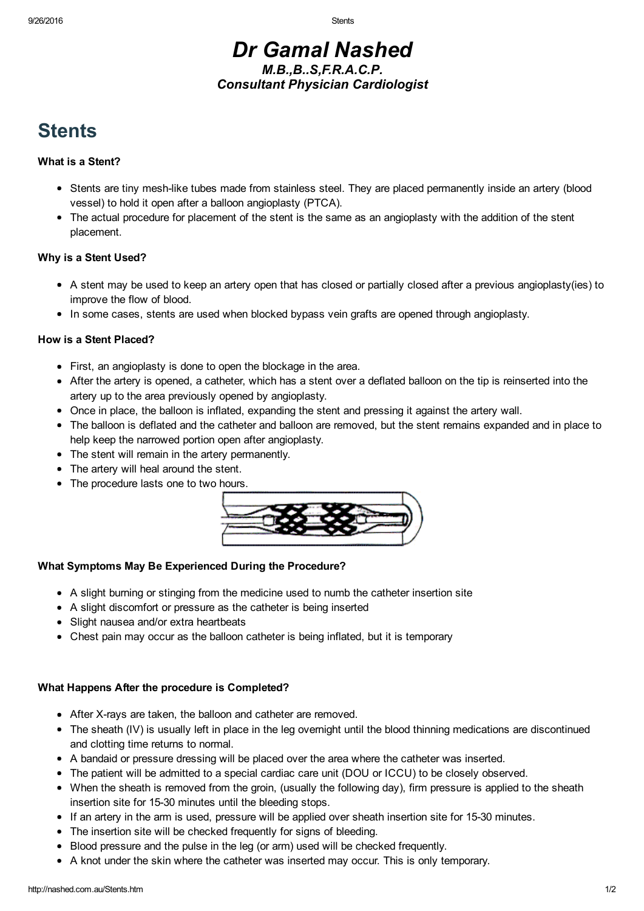# Dr Gamal Nashed

***M.B.,B..S,F.R.A.C.P.***
***Consultant Physician Cardiologist***

## Stents

**What is a Stent?**

- Stents are tiny mesh-like tubes made from stainless steel. They are placed permanently inside an artery (blood vessel) to hold it open after a balloon angioplasty (PTCA).
- The actual procedure for placement of the stent is the same as an angioplasty with the addition of the stent placement.

**Why is a Stent Used?**

- A stent may be used to keep an artery open that has closed or partially closed after a previous angioplasty(ies) to improve the flow of blood.
- In some cases, stents are used when blocked bypass vein grafts are opened through angioplasty.

**How is a Stent Placed?**

- First, an angioplasty is done to open the blockage in the area.
- After the artery is opened, a catheter, which has a stent over a deflated balloon on the tip is reinserted into the artery up to the area previously opened by angioplasty.
- Once in place, the balloon is inflated, expanding the stent and pressing it against the artery wall.
- The balloon is deflated and the catheter and balloon are removed, but the stent remains expanded and in place to help keep the narrowed portion open after angioplasty.
- The stent will remain in the artery permanently.
- The artery will heal around the stent.
- The procedure lasts one to two hours.

**What Symptoms May Be Experienced During the Procedure?**

- A slight burning or stinging from the medicine used to numb the catheter insertion site
- A slight discomfort or pressure as the catheter is being inserted
- Slight nausea and/or extra heartbeats
- Chest pain may occur as the balloon catheter is being inflated, but it is temporary

**What Happens After the procedure is Completed?**

- After X-rays are taken, the balloon and catheter are removed.
- The sheath (IV) is usually left in place in the leg overnight until the blood thinning medications are discontinued and clotting time returns to normal.
- A bandaid or pressure dressing will be placed over the area where the catheter was inserted.
- The patient will be admitted to a special cardiac care unit (DOU or ICCU) to be closely observed.
- When the sheath is removed from the groin, (usually the following day), firm pressure is applied to the sheath insertion site for 15-30 minutes until the bleeding stops.
- If an artery in the arm is used, pressure will be applied over sheath insertion site for 15-30 minutes.
- The insertion site will be checked frequently for signs of bleeding.
- Blood pressure and the pulse in the leg (or arm) used will be checked frequently.
- A knot under the skin where the catheter was inserted may occur. This is only temporary.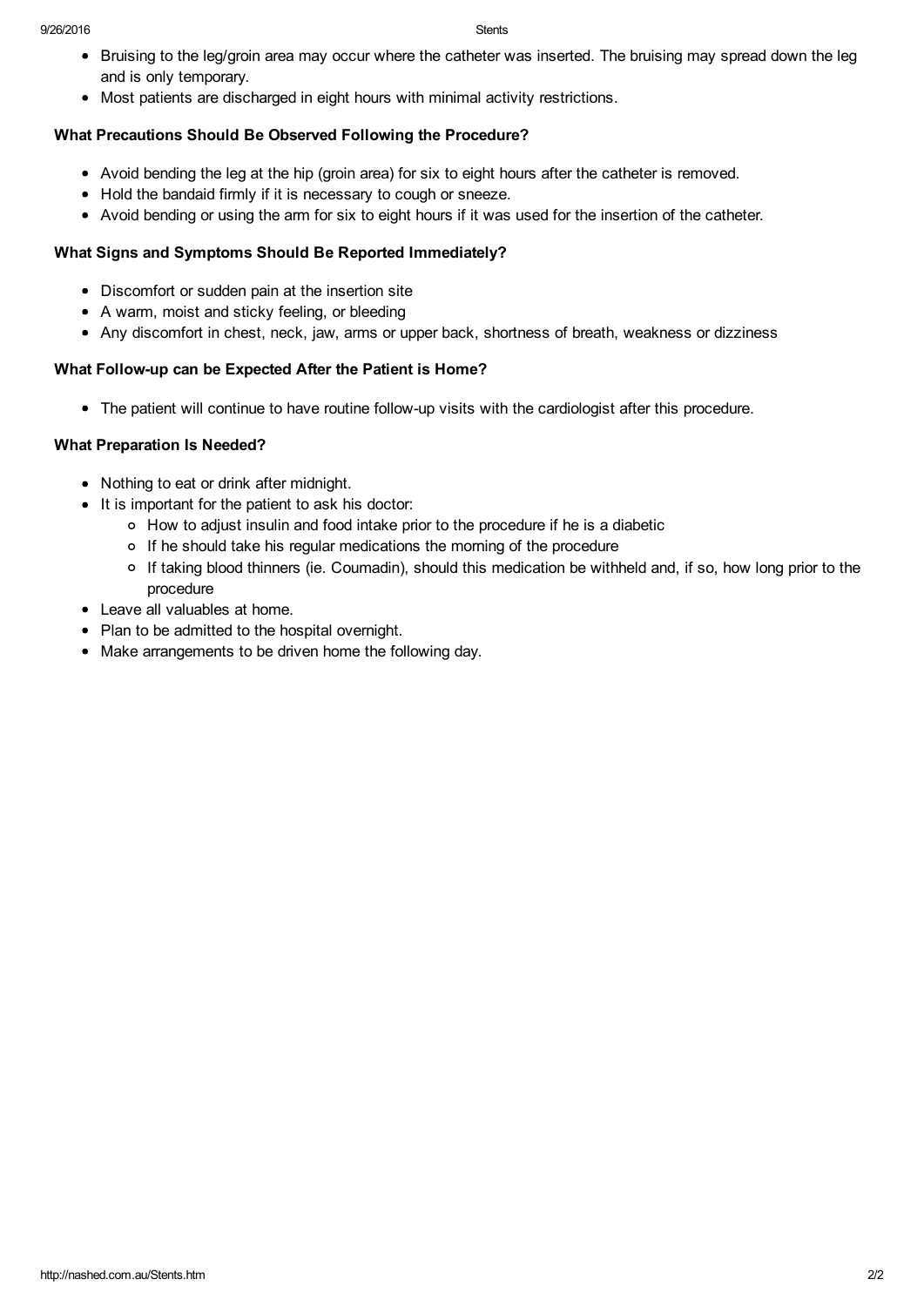- Bruising to the leg/groin area may occur where the catheter was inserted. The bruising may spread down the leg and is only temporary.
- Most patients are discharged in eight hours with minimal activity restrictions.

### What Precautions Should Be Observed Following the Procedure?

- Avoid bending the leg at the hip (groin area) for six to eight hours after the catheter is removed.
- Hold the bandaid firmly if it is necessary to cough or sneeze.
- Avoid bending or using the arm for six to eight hours if it was used for the insertion of the catheter.

### What Signs and Symptoms Should Be Reported Immediately?

- Discomfort or sudden pain at the insertion site
- A warm, moist and sticky feeling, or bleeding
- Any discomfort in chest, neck, jaw, arms or upper back, shortness of breath, weakness or dizziness

### What Follow-up can be Expected After the Patient is Home?

- The patient will continue to have routine follow-up visits with the cardiologist after this procedure.

### What Preparation Is Needed?

- Nothing to eat or drink after midnight.
- It is important for the patient to ask his doctor:
  - How to adjust insulin and food intake prior to the procedure if he is a diabetic
  - If he should take his regular medications the morning of the procedure
  - If taking blood thinners (ie. Coumadin), should this medication be withheld and, if so, how long prior to the procedure
- Leave all valuables at home.
- Plan to be admitted to the hospital overnight.
- Make arrangements to be driven home the following day.